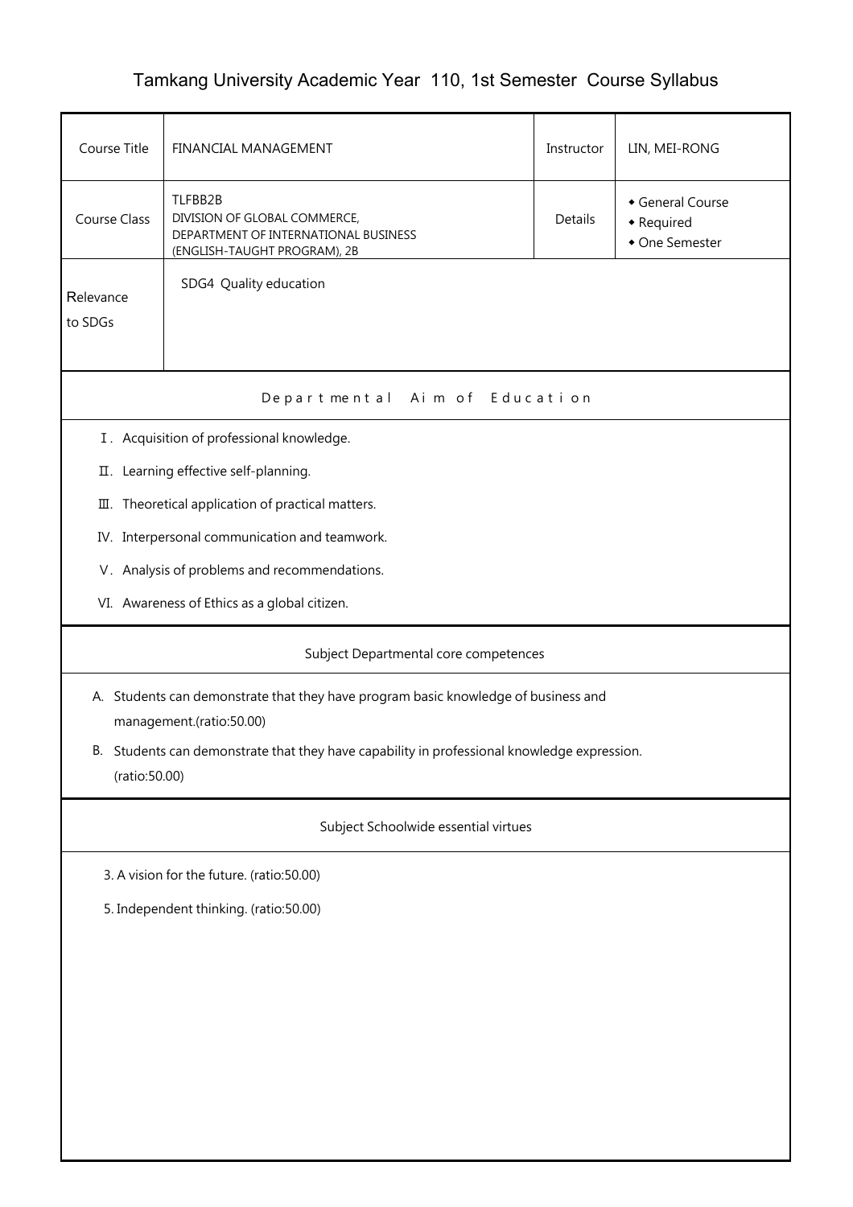# Tamkang University Academic Year 110, 1st Semester Course Syllabus

| Course Title | FINANCIAL MANAGEMENT | Instructor | LIN, MEI-RONG |
|---|---|---|---|
| Course Class | TLFBB2B<br>DIVISION OF GLOBAL COMMERCE,<br>DEPARTMENT OF INTERNATIONAL BUSINESS<br>(ENGLISH-TAUGHT PROGRAM), 2B | Details | ◆ General Course<br>◆ Required<br>◆ One Semester |
| Relevance to SDGs | SDG4 Quality education | | |

## Departmental Aim of Education

Ⅰ. Acquisition of professional knowledge.

Ⅱ. Learning effective self-planning.

Ⅲ. Theoretical application of practical matters.

IV. Interpersonal communication and teamwork.

Ⅴ. Analysis of problems and recommendations.

VI. Awareness of Ethics as a global citizen.

## Subject Departmental core competences

A. Students can demonstrate that they have program basic knowledge of business and management.(ratio:50.00)

B. Students can demonstrate that they have capability in professional knowledge expression. (ratio:50.00)

## Subject Schoolwide essential virtues

3. A vision for the future. (ratio:50.00)

5. Independent thinking. (ratio:50.00)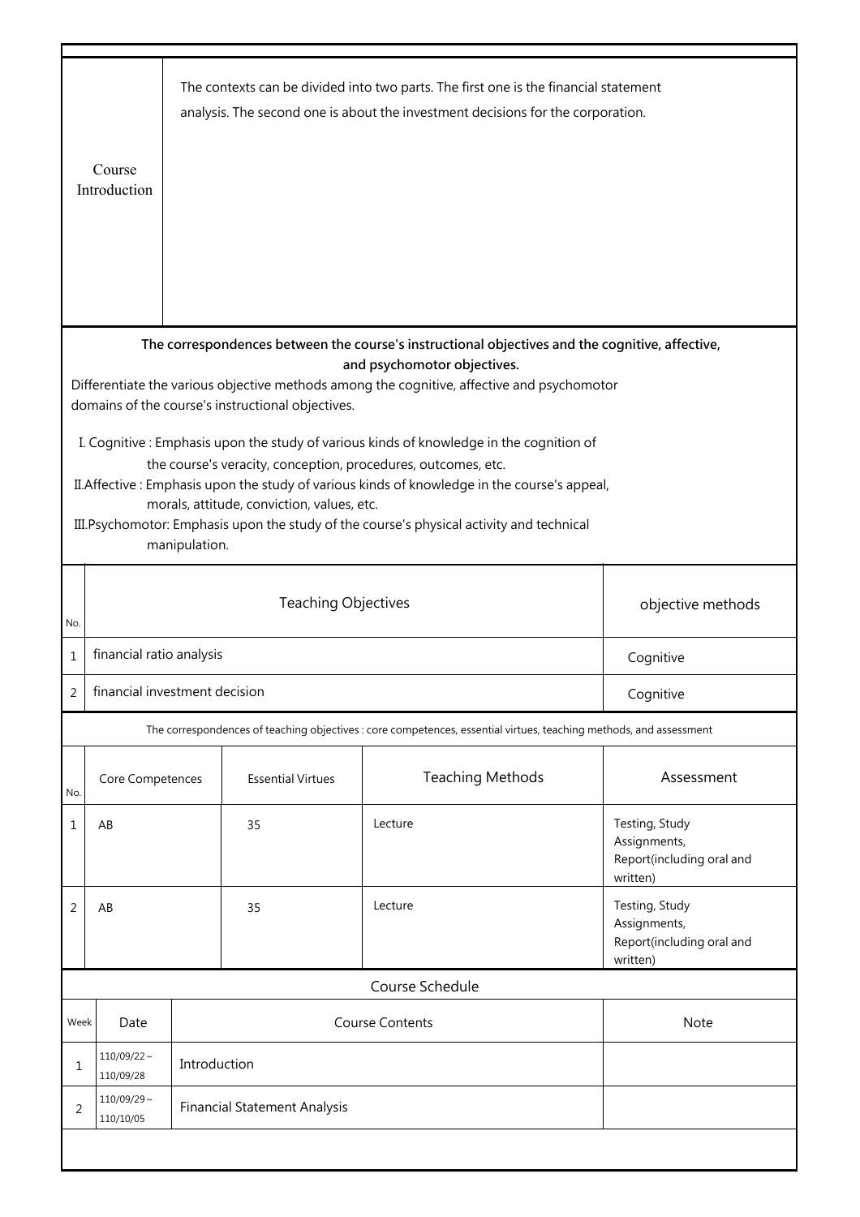| Course Introduction | The contexts can be divided into two parts. The first one is the financial statement analysis. The second one is about the investment decisions for the corporation. |
|---|---|

**The correspondences between the course's instructional objectives and the cognitive, affective, and psychomotor objectives.**

Differentiate the various objective methods among the cognitive, affective and psychomotor domains of the course's instructional objectives.

I. Cognitive : Emphasis upon the study of various kinds of knowledge in the cognition of the course's veracity, conception, procedures, outcomes, etc.

II.Affective : Emphasis upon the study of various kinds of knowledge in the course's appeal, morals, attitude, conviction, values, etc.

III.Psychomotor: Emphasis upon the study of the course's physical activity and technical manipulation.

| No. | Teaching Objectives | objective methods |
|---|---|---|
| 1 | financial ratio analysis | Cognitive |
| 2 | financial investment decision | Cognitive |

The correspondences of teaching objectives : core competences, essential virtues, teaching methods, and assessment

| No. | Core Competences | Essential Virtues | Teaching Methods | Assessment |
|---|---|---|---|---|
| 1 | AB | 35 | Lecture | Testing, Study Assignments, Report(including oral and written) |
| 2 | AB | 35 | Lecture | Testing, Study Assignments, Report(including oral and written) |

Course Schedule

| Week | Date | Course Contents | Note |
|---|---|---|---|
| 1 | 110/09/22～110/09/28 | Introduction | |
| 2 | 110/09/29～110/10/05 | Financial Statement Analysis | |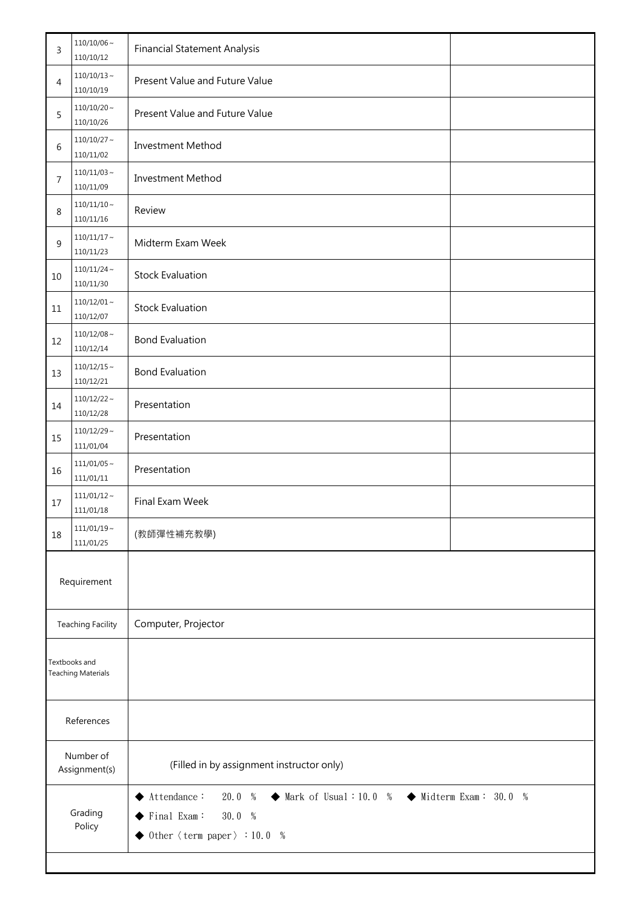| 3 | 110/10/06～110/10/12 | Financial Statement Analysis | |
|---|---|---|---|
| 4 | 110/10/13～110/10/19 | Present Value and Future Value | |
| 5 | 110/10/20～110/10/26 | Present Value and Future Value | |
| 6 | 110/10/27～110/11/02 | Investment Method | |
| 7 | 110/11/03～110/11/09 | Investment Method | |
| 8 | 110/11/10～110/11/16 | Review | |
| 9 | 110/11/17～110/11/23 | Midterm Exam Week | |
| 10 | 110/11/24～110/11/30 | Stock Evaluation | |
| 11 | 110/12/01～110/12/07 | Stock Evaluation | |
| 12 | 110/12/08～110/12/14 | Bond Evaluation | |
| 13 | 110/12/15～110/12/21 | Bond Evaluation | |
| 14 | 110/12/22～110/12/28 | Presentation | |
| 15 | 110/12/29～111/01/04 | Presentation | |
| 16 | 111/01/05～111/01/11 | Presentation | |
| 17 | 111/01/12～111/01/18 | Final Exam Week | |
| 18 | 111/01/19～111/01/25 | (教師彈性補充教學) | |

| | |
|---|---|
| Requirement | |
| Teaching Facility | Computer, Projector |
| Textbooks and Teaching Materials | |
| References | |
| Number of Assignment(s) | (Filled in by assignment instructor only) |
| Grading Policy | ◆ Attendance： 20.0 ％ ◆ Mark of Usual：10.0 ％ ◆ Midterm Exam： 30.0 ％<br>◆ Final Exam： 30.0 ％<br>◆ Other〈term paper〉：10.0 ％ |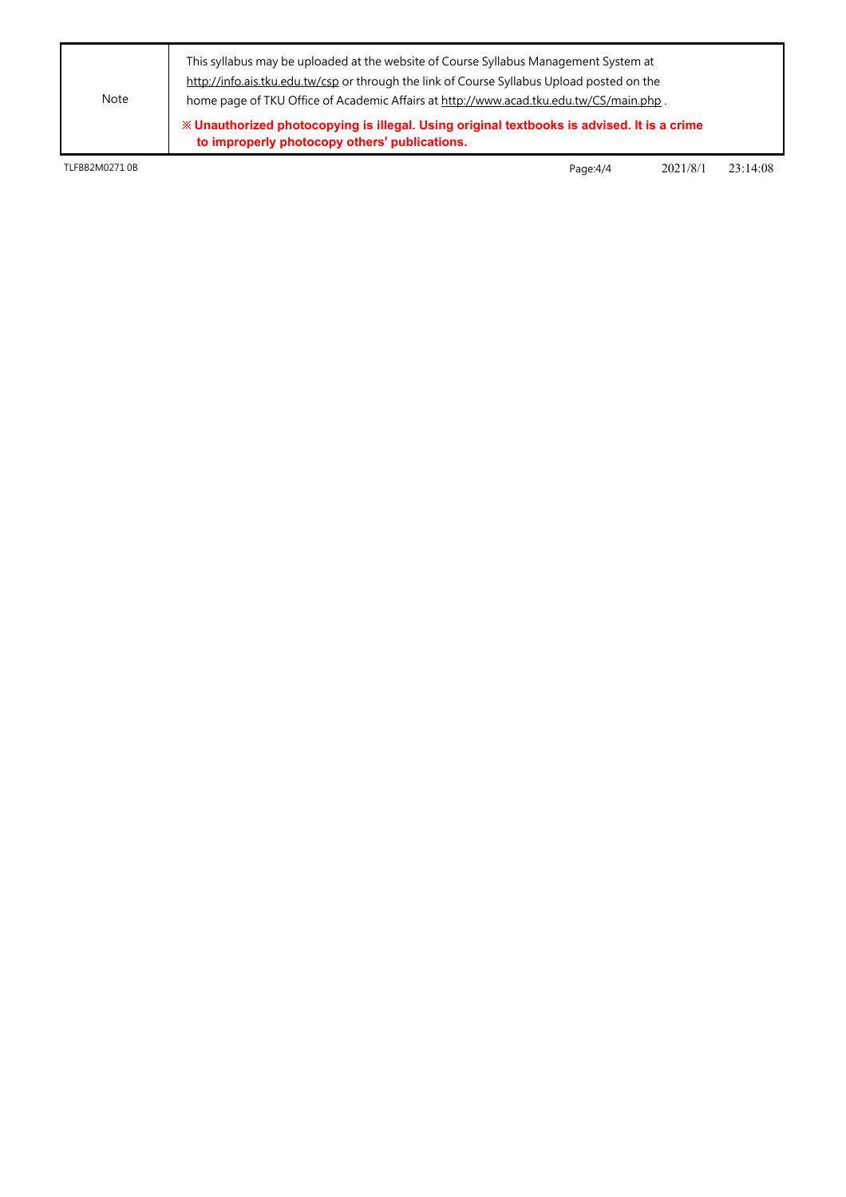| | |
|---|---|
| Note | This syllabus may be uploaded at the website of Course Syllabus Management System at http://info.ais.tku.edu.tw/csp or through the link of Course Syllabus Upload posted on the home page of TKU Office of Academic Affairs at http://www.acad.tku.edu.tw/CS/main.php .<br><br>**※ Unauthorized photocopying is illegal. Using original textbooks is advised. It is a crime to improperly photocopy others' publications.** |